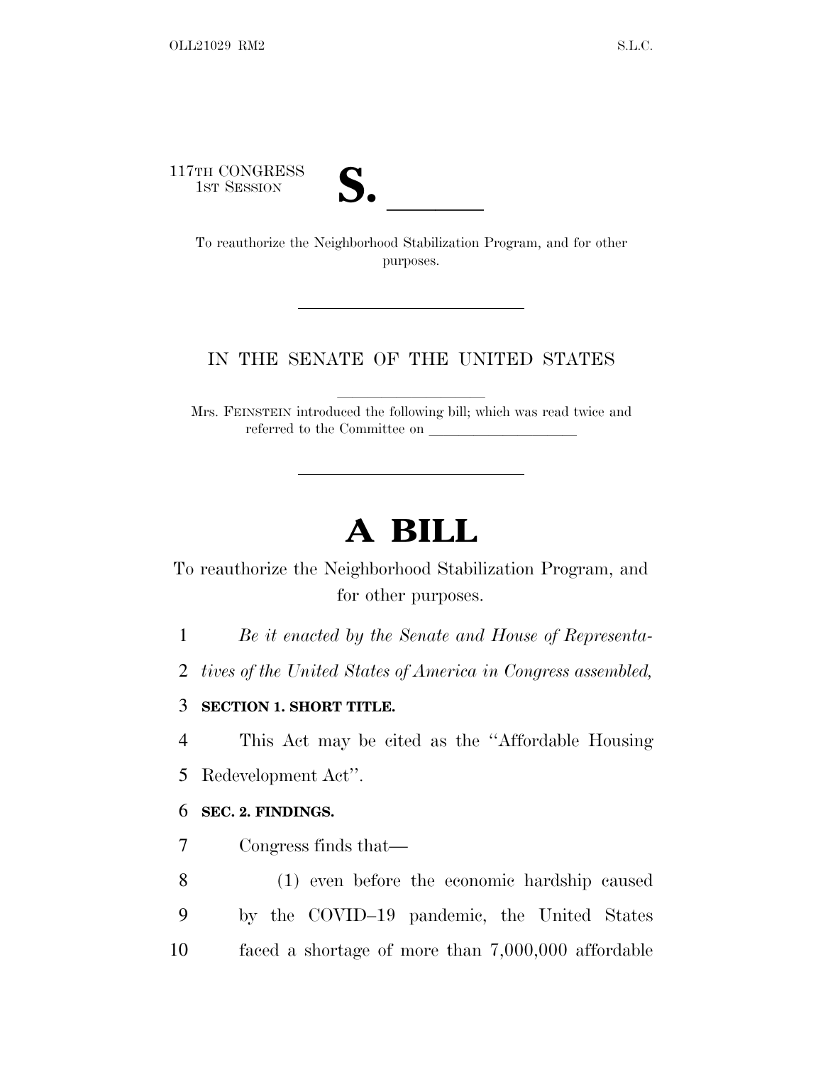117TH CONGRESS
1ST SESSION

# S. ______

To reauthorize the Neighborhood Stabilization Program, and for other purposes.

IN THE SENATE OF THE UNITED STATES

Mrs. FEINSTEIN introduced the following bill; which was read twice and referred to the Committee on ____________________

# A BILL

To reauthorize the Neighborhood Stabilization Program, and for other purposes.

1 *Be it enacted by the Senate and House of Representa-*
2 *tives of the United States of America in Congress assembled,*

3 **SECTION 1. SHORT TITLE.**

4 This Act may be cited as the ''Affordable Housing
5 Redevelopment Act''.

6 **SEC. 2. FINDINGS.**

7 Congress finds that—

8 (1) even before the economic hardship caused
9 by the COVID–19 pandemic, the United States
10 faced a shortage of more than 7,000,000 affordable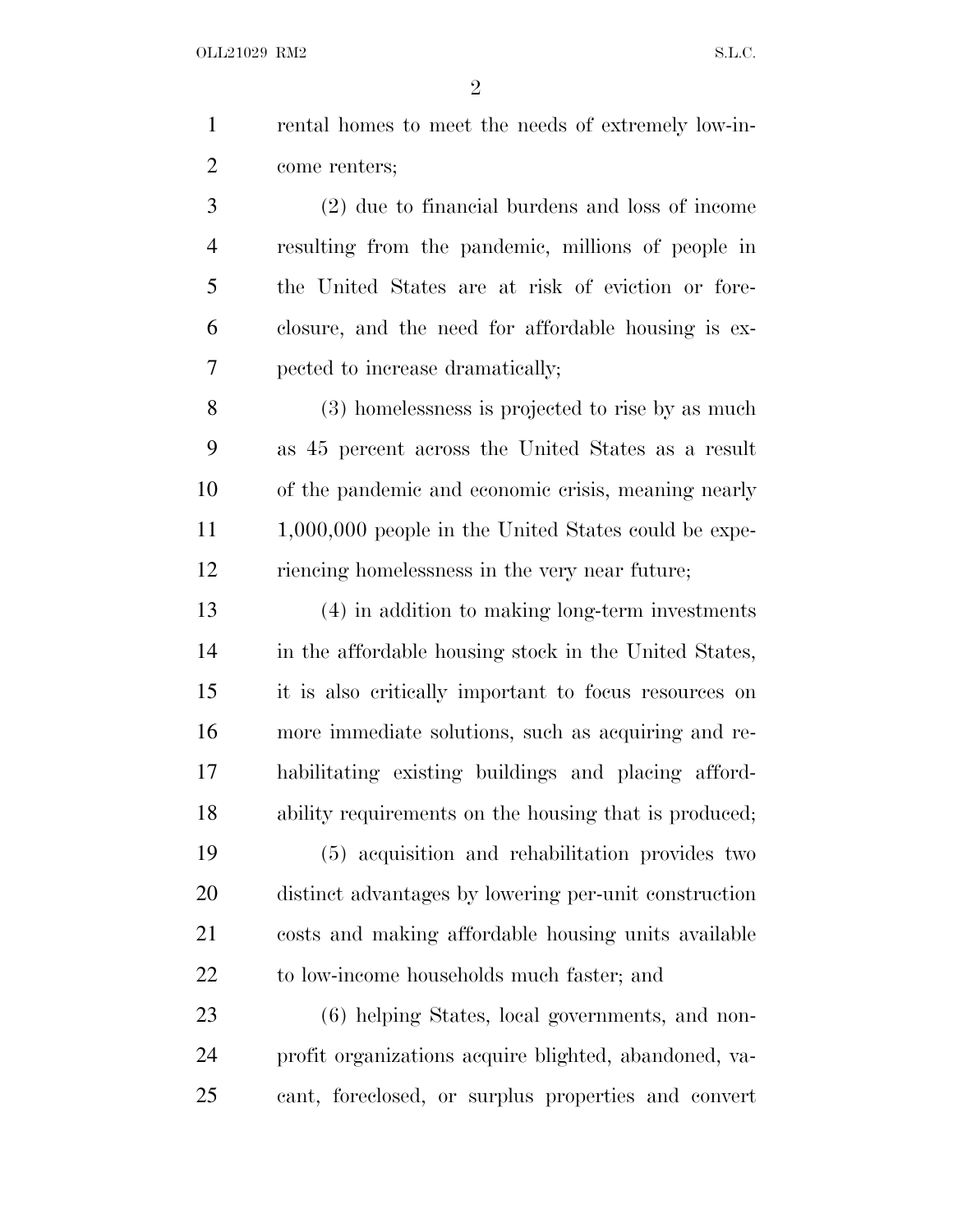rental homes to meet the needs of extremely low-income renters;

(2) due to financial burdens and loss of income resulting from the pandemic, millions of people in the United States are at risk of eviction or foreclosure, and the need for affordable housing is expected to increase dramatically;

(3) homelessness is projected to rise by as much as 45 percent across the United States as a result of the pandemic and economic crisis, meaning nearly 1,000,000 people in the United States could be experiencing homelessness in the very near future;

(4) in addition to making long-term investments in the affordable housing stock in the United States, it is also critically important to focus resources on more immediate solutions, such as acquiring and rehabilitating existing buildings and placing affordability requirements on the housing that is produced;

(5) acquisition and rehabilitation provides two distinct advantages by lowering per-unit construction costs and making affordable housing units available to low-income households much faster; and

(6) helping States, local governments, and nonprofit organizations acquire blighted, abandoned, vacant, foreclosed, or surplus properties and convert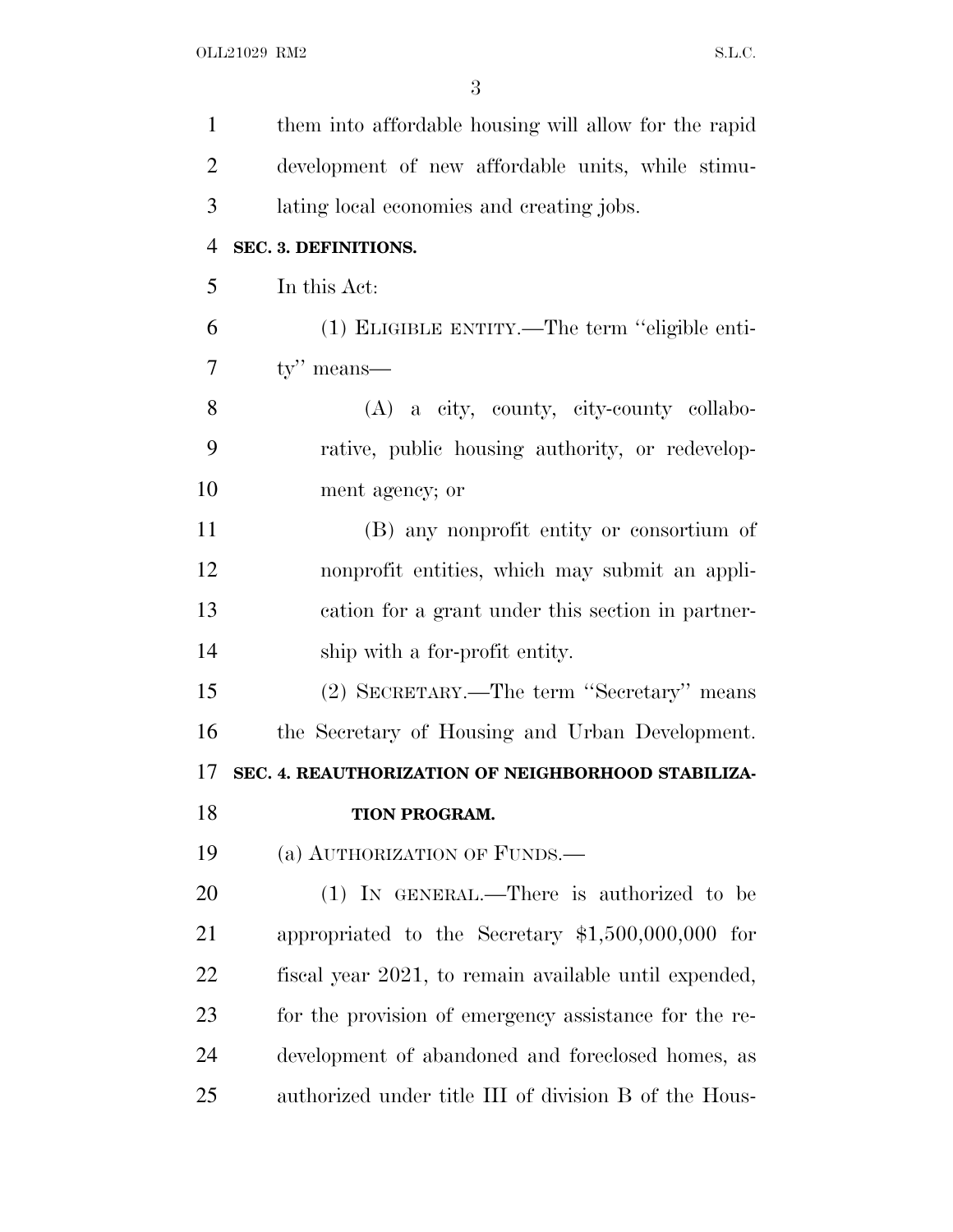them into affordable housing will allow for the rapid development of new affordable units, while stimulating local economies and creating jobs.

## SEC. 3. DEFINITIONS.

In this Act:

(1) ELIGIBLE ENTITY.—The term ''eligible entity'' means—

(A) a city, county, city-county collaborative, public housing authority, or redevelopment agency; or

(B) any nonprofit entity or consortium of nonprofit entities, which may submit an application for a grant under this section in partnership with a for-profit entity.

(2) SECRETARY.—The term ''Secretary'' means the Secretary of Housing and Urban Development.

## SEC. 4. REAUTHORIZATION OF NEIGHBORHOOD STABILIZATION PROGRAM.

(a) AUTHORIZATION OF FUNDS.—

(1) IN GENERAL.—There is authorized to be appropriated to the Secretary $1,500,000,000 for fiscal year 2021, to remain available until expended, for the provision of emergency assistance for the redevelopment of abandoned and foreclosed homes, as authorized under title III of division B of the Hous-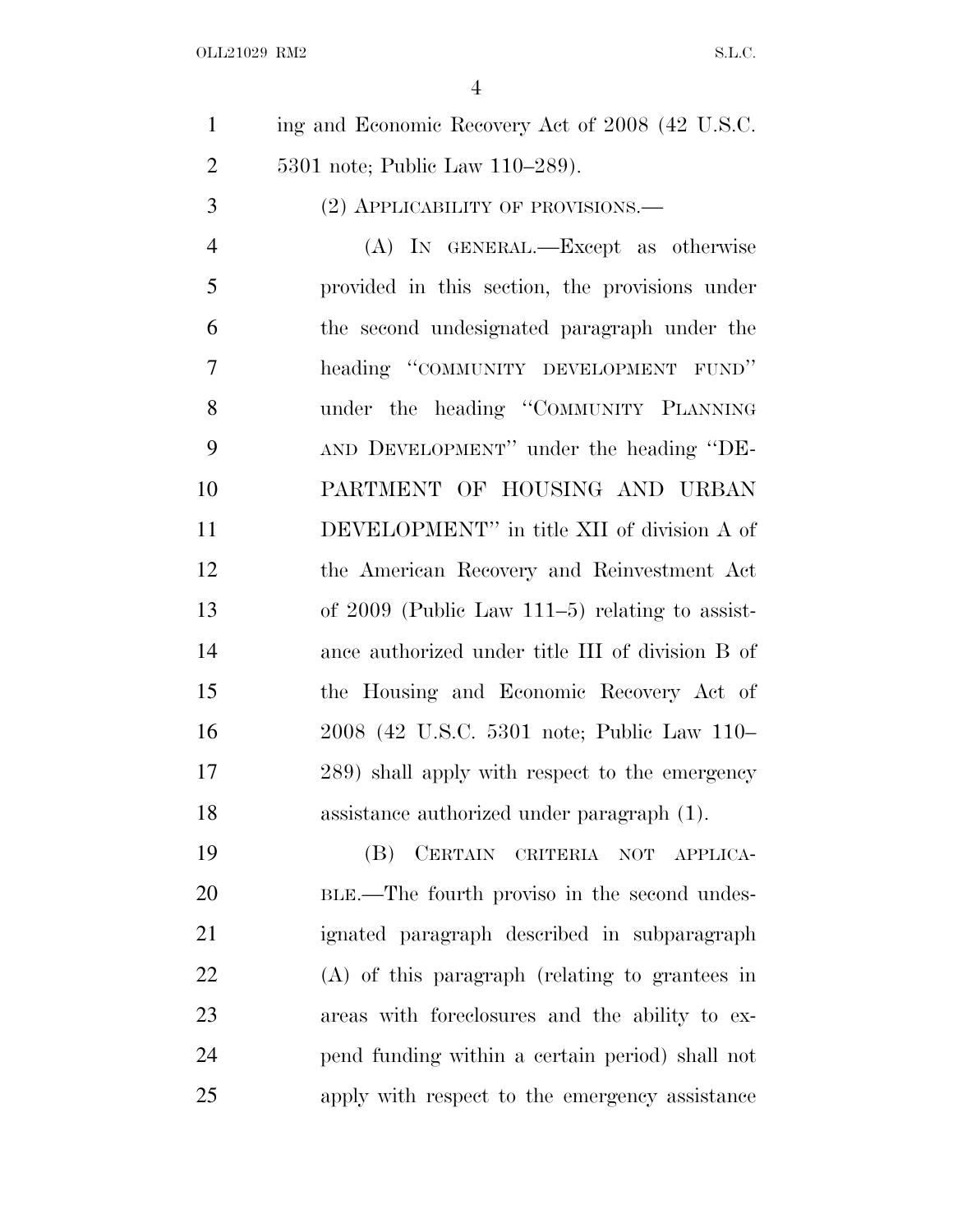ing and Economic Recovery Act of 2008 (42 U.S.C. 5301 note; Public Law 110–289).

(2) APPLICABILITY OF PROVISIONS.—

(A) IN GENERAL.—Except as otherwise provided in this section, the provisions under the second undesignated paragraph under the heading "COMMUNITY DEVELOPMENT FUND" under the heading "COMMUNITY PLANNING AND DEVELOPMENT" under the heading "DEPARTMENT OF HOUSING AND URBAN DEVELOPMENT" in title XII of division A of the American Recovery and Reinvestment Act of 2009 (Public Law 111–5) relating to assistance authorized under title III of division B of the Housing and Economic Recovery Act of 2008 (42 U.S.C. 5301 note; Public Law 110–289) shall apply with respect to the emergency assistance authorized under paragraph (1).

(B) CERTAIN CRITERIA NOT APPLICABLE.—The fourth proviso in the second undesignated paragraph described in subparagraph (A) of this paragraph (relating to grantees in areas with foreclosures and the ability to expend funding within a certain period) shall not apply with respect to the emergency assistance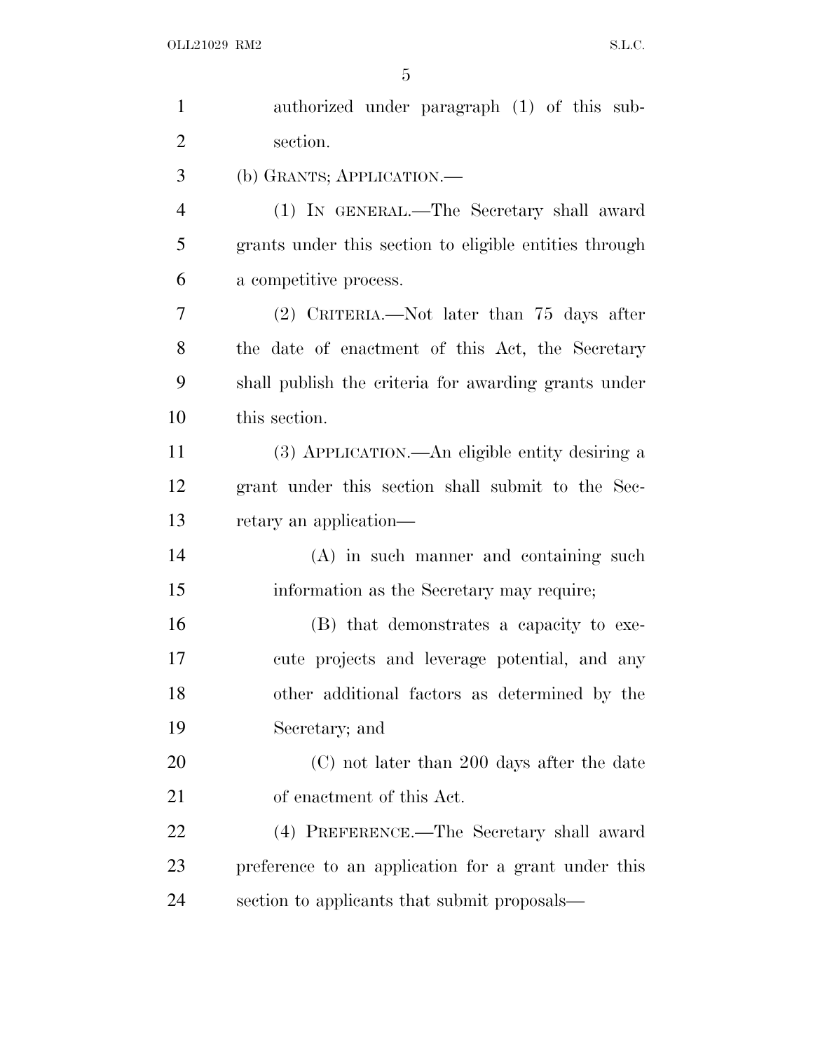authorized under paragraph (1) of this subsection.

(b) GRANTS; APPLICATION.—

(1) IN GENERAL.—The Secretary shall award grants under this section to eligible entities through a competitive process.

(2) CRITERIA.—Not later than 75 days after the date of enactment of this Act, the Secretary shall publish the criteria for awarding grants under this section.

(3) APPLICATION.—An eligible entity desiring a grant under this section shall submit to the Secretary an application—

(A) in such manner and containing such information as the Secretary may require;

(B) that demonstrates a capacity to execute projects and leverage potential, and any other additional factors as determined by the Secretary; and

(C) not later than 200 days after the date of enactment of this Act.

(4) PREFERENCE.—The Secretary shall award preference to an application for a grant under this section to applicants that submit proposals—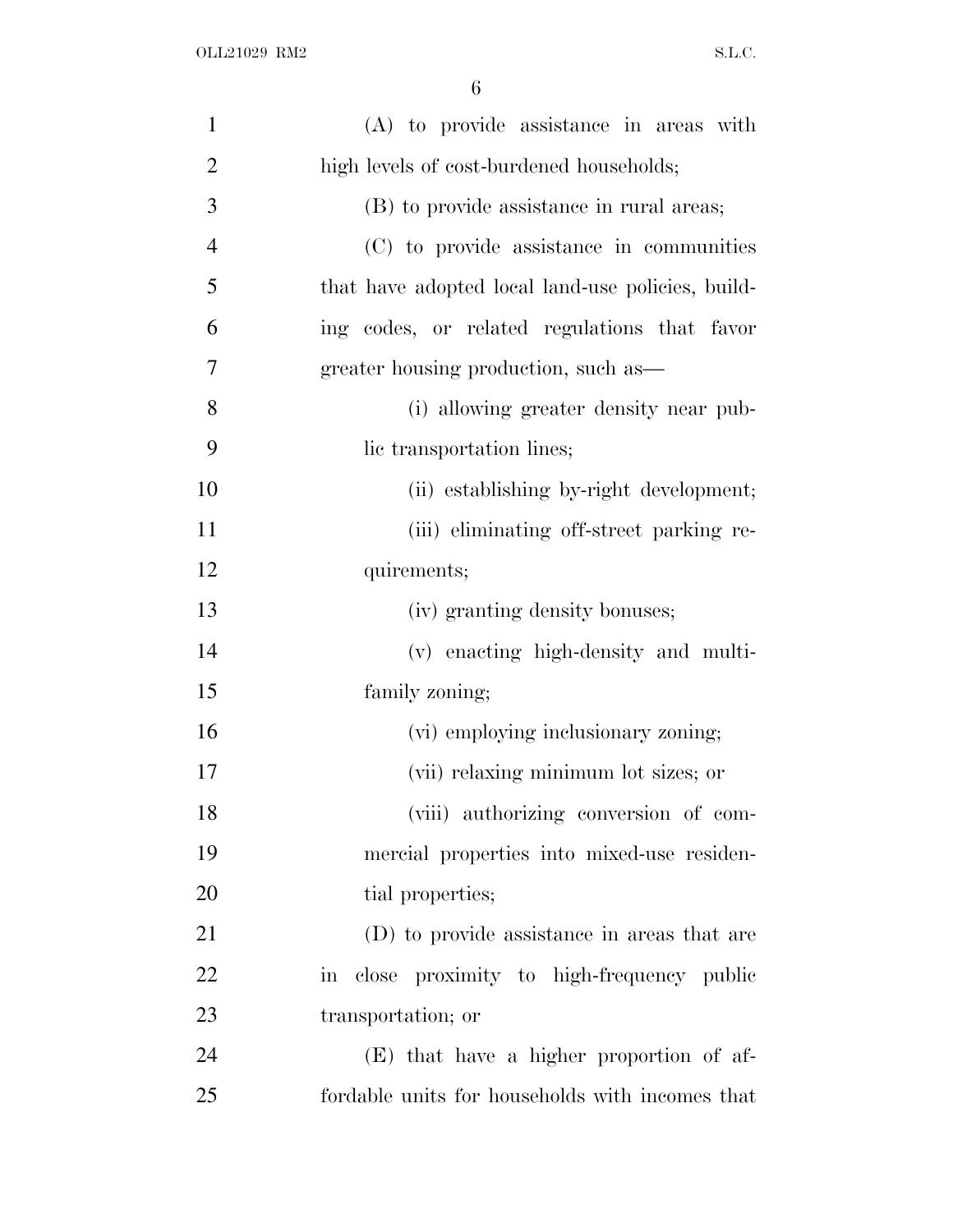(A) to provide assistance in areas with high levels of cost-burdened households;

(B) to provide assistance in rural areas;

(C) to provide assistance in communities that have adopted local land-use policies, building codes, or related regulations that favor greater housing production, such as—

(i) allowing greater density near public transportation lines;

(ii) establishing by-right development;

(iii) eliminating off-street parking requirements;

(iv) granting density bonuses;

(v) enacting high-density and multifamily zoning;

(vi) employing inclusionary zoning;

(vii) relaxing minimum lot sizes; or

(viii) authorizing conversion of commercial properties into mixed-use residential properties;

(D) to provide assistance in areas that are in close proximity to high-frequency public transportation; or

(E) that have a higher proportion of affordable units for households with incomes that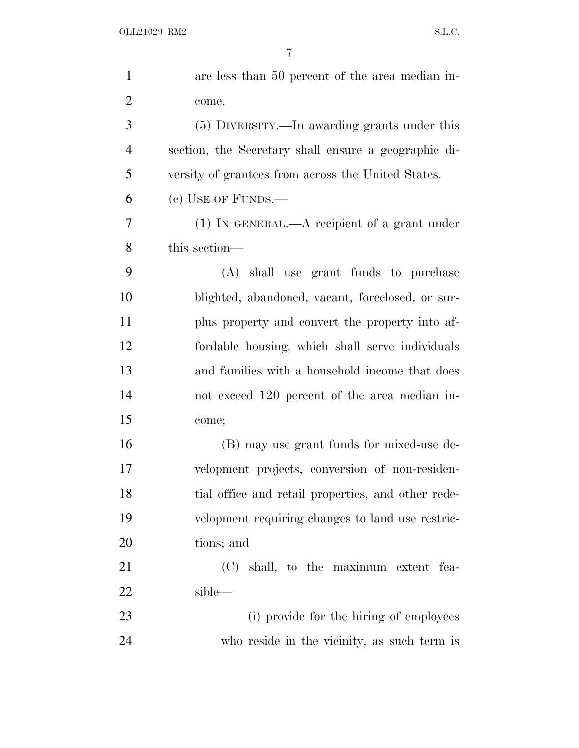are less than 50 percent of the area median income.

(5) DIVERSITY.—In awarding grants under this section, the Secretary shall ensure a geographic diversity of grantees from across the United States.

(c) USE OF FUNDS.—

(1) IN GENERAL.—A recipient of a grant under this section—

(A) shall use grant funds to purchase blighted, abandoned, vacant, foreclosed, or surplus property and convert the property into affordable housing, which shall serve individuals and families with a household income that does not exceed 120 percent of the area median income;

(B) may use grant funds for mixed-use development projects, conversion of non-residential office and retail properties, and other redevelopment requiring changes to land use restrictions; and

(C) shall, to the maximum extent feasible—

(i) provide for the hiring of employees who reside in the vicinity, as such term is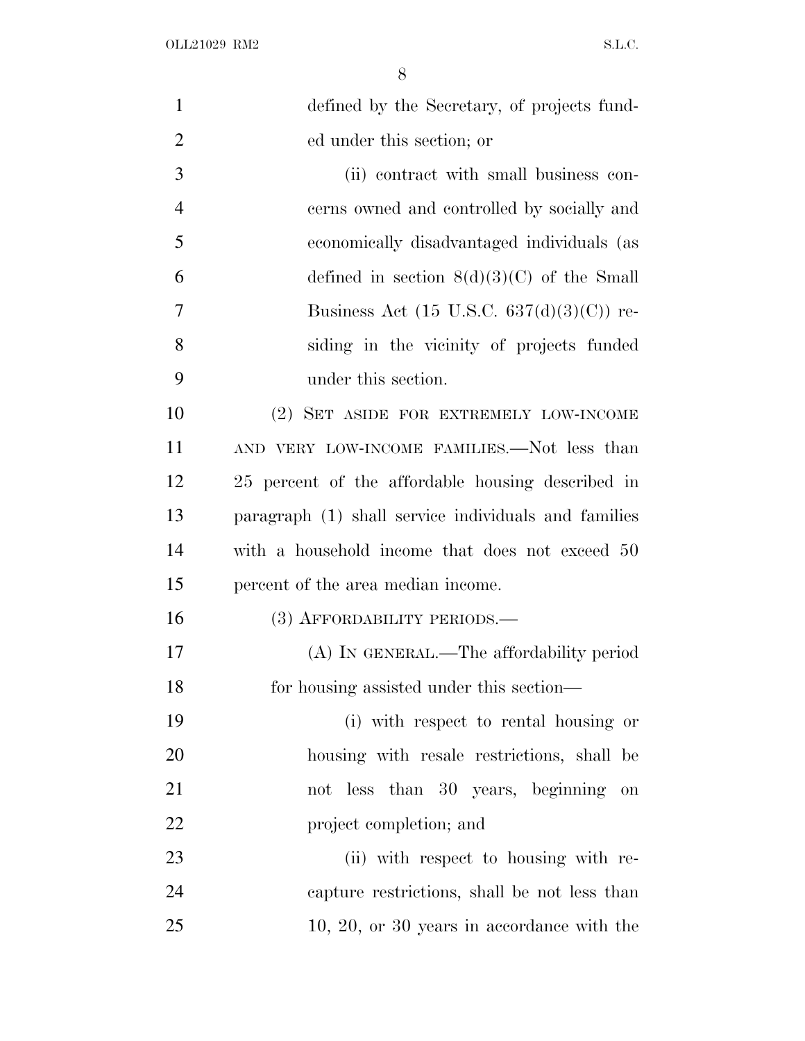defined by the Secretary, of projects funded under this section; or

(ii) contract with small business concerns owned and controlled by socially and economically disadvantaged individuals (as defined in section 8(d)(3)(C) of the Small Business Act (15 U.S.C. 637(d)(3)(C)) residing in the vicinity of projects funded under this section.

(2) SET ASIDE FOR EXTREMELY LOW-INCOME AND VERY LOW-INCOME FAMILIES.—Not less than 25 percent of the affordable housing described in paragraph (1) shall service individuals and families with a household income that does not exceed 50 percent of the area median income.

(3) AFFORDABILITY PERIODS.—

(A) IN GENERAL.—The affordability period for housing assisted under this section—

(i) with respect to rental housing or housing with resale restrictions, shall be not less than 30 years, beginning on project completion; and

(ii) with respect to housing with recapture restrictions, shall be not less than 10, 20, or 30 years in accordance with the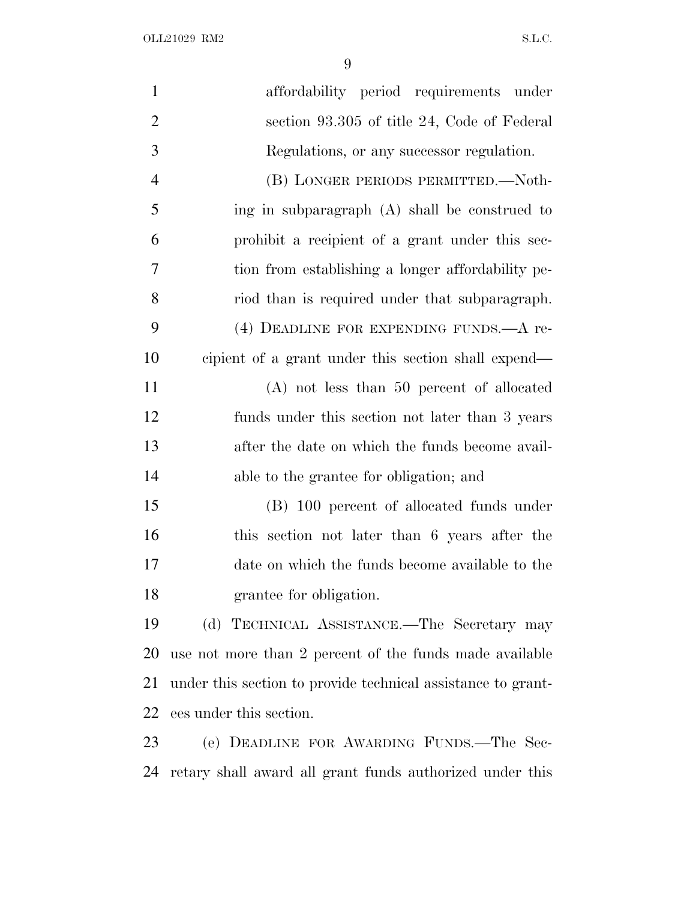affordability period requirements under section 93.305 of title 24, Code of Federal Regulations, or any successor regulation.

(B) LONGER PERIODS PERMITTED.—Nothing in subparagraph (A) shall be construed to prohibit a recipient of a grant under this section from establishing a longer affordability period than is required under that subparagraph.

(4) DEADLINE FOR EXPENDING FUNDS.—A recipient of a grant under this section shall expend—

(A) not less than 50 percent of allocated funds under this section not later than 3 years after the date on which the funds become available to the grantee for obligation; and

(B) 100 percent of allocated funds under this section not later than 6 years after the date on which the funds become available to the grantee for obligation.

(d) TECHNICAL ASSISTANCE.—The Secretary may use not more than 2 percent of the funds made available under this section to provide technical assistance to grantees under this section.

(e) DEADLINE FOR AWARDING FUNDS.—The Secretary shall award all grant funds authorized under this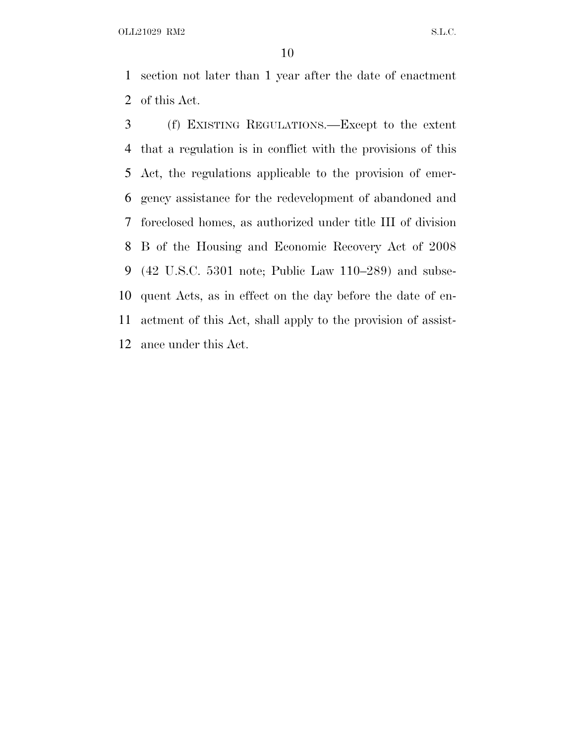section not later than 1 year after the date of enactment of this Act.

(f) EXISTING REGULATIONS.—Except to the extent that a regulation is in conflict with the provisions of this Act, the regulations applicable to the provision of emergency assistance for the redevelopment of abandoned and foreclosed homes, as authorized under title III of division B of the Housing and Economic Recovery Act of 2008 (42 U.S.C. 5301 note; Public Law 110–289) and subsequent Acts, as in effect on the day before the date of enactment of this Act, shall apply to the provision of assistance under this Act.